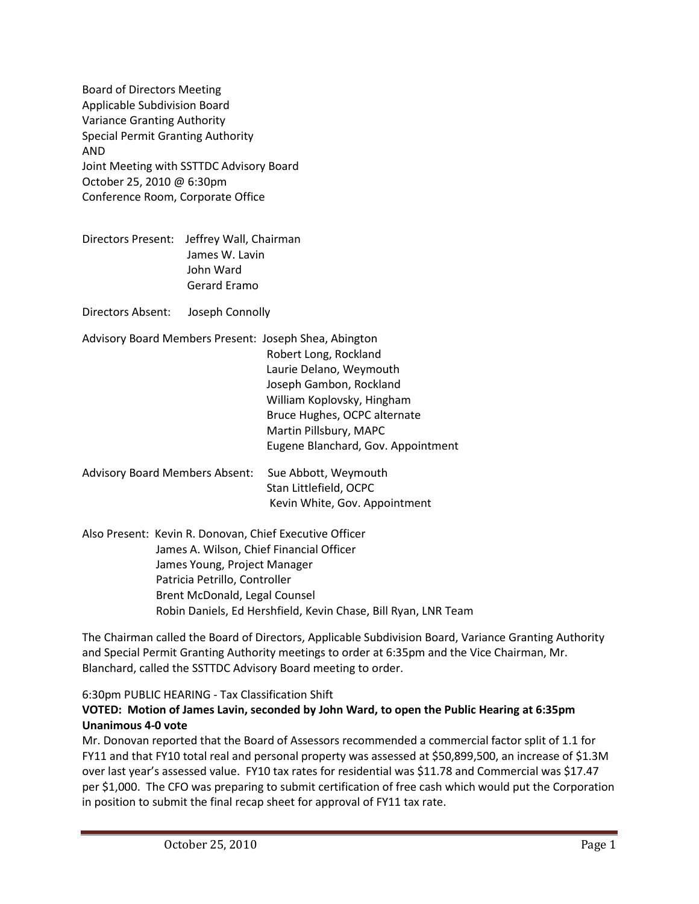Board of Directors Meeting
Applicable Subdivision Board
Variance Granting Authority
Special Permit Granting Authority
AND
Joint Meeting with SSTTDC Advisory Board
October 25, 2010 @ 6:30pm
Conference Room, Corporate Office

Directors Present: Jeffrey Wall, Chairman
James W. Lavin
John Ward
Gerard Eramo

Directors Absent: Joseph Connolly

Advisory Board Members Present: Joseph Shea, Abington
Robert Long, Rockland
Laurie Delano, Weymouth
Joseph Gambon, Rockland
William Koplovsky, Hingham
Bruce Hughes, OCPC alternate
Martin Pillsbury, MAPC
Eugene Blanchard, Gov. Appointment

Advisory Board Members Absent: Sue Abbott, Weymouth
Stan Littlefield, OCPC
Kevin White, Gov. Appointment

Also Present: Kevin R. Donovan, Chief Executive Officer
James A. Wilson, Chief Financial Officer
James Young, Project Manager
Patricia Petrillo, Controller
Brent McDonald, Legal Counsel
Robin Daniels, Ed Hershfield, Kevin Chase, Bill Ryan, LNR Team

The Chairman called the Board of Directors, Applicable Subdivision Board, Variance Granting Authority and Special Permit Granting Authority meetings to order at 6:35pm and the Vice Chairman, Mr. Blanchard, called the SSTTDC Advisory Board meeting to order.

6:30pm PUBLIC HEARING - Tax Classification Shift

**VOTED: Motion of James Lavin, seconded by John Ward, to open the Public Hearing at 6:35pm Unanimous 4-0 vote**

Mr. Donovan reported that the Board of Assessors recommended a commercial factor split of 1.1 for FY11 and that FY10 total real and personal property was assessed at $50,899,500, an increase of $1.3M over last year's assessed value. FY10 tax rates for residential was $11.78 and Commercial was $17.47 per $1,000. The CFO was preparing to submit certification of free cash which would put the Corporation in position to submit the final recap sheet for approval of FY11 tax rate.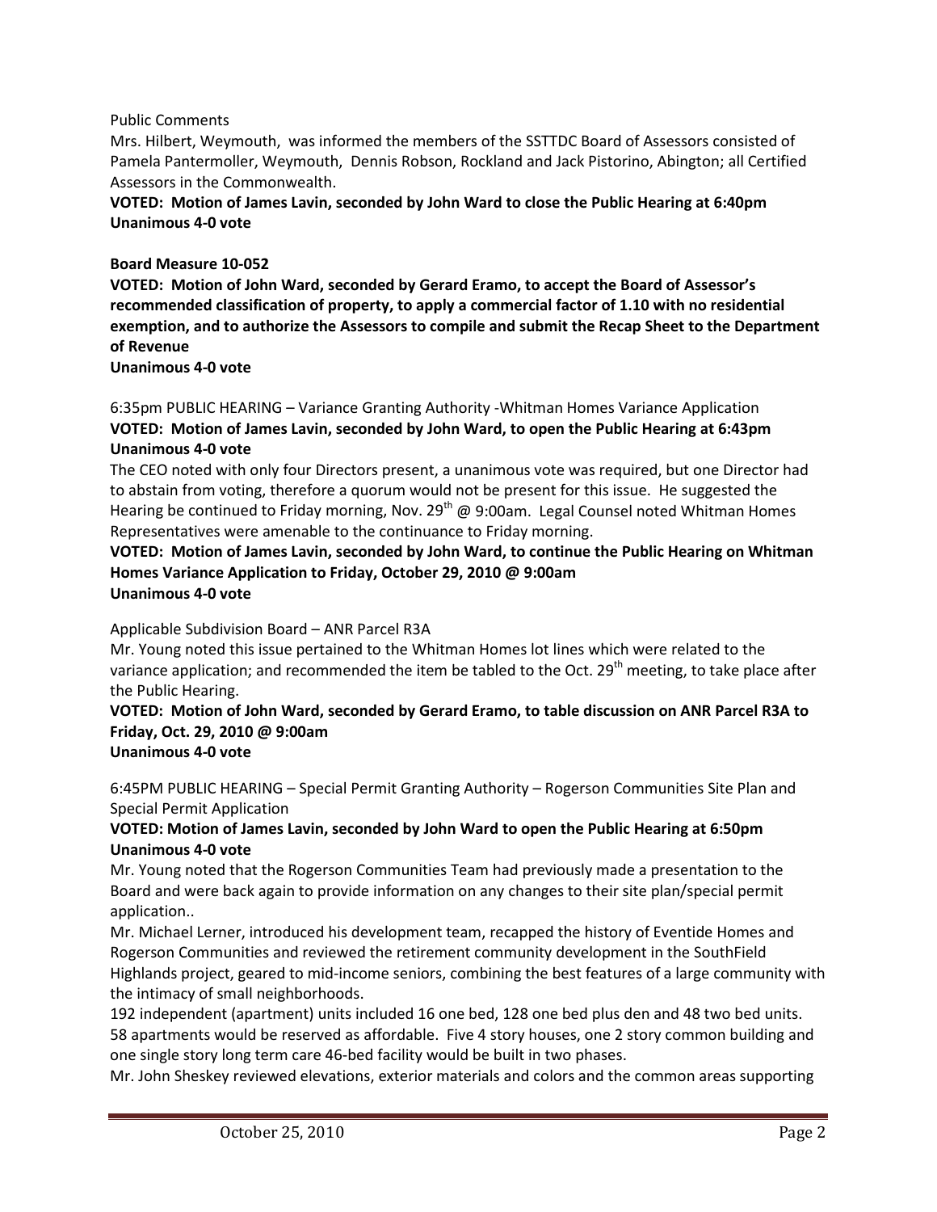Public Comments

Mrs. Hilbert, Weymouth, was informed the members of the SSTTDC Board of Assessors consisted of Pamela Pantermoller, Weymouth, Dennis Robson, Rockland and Jack Pistorino, Abington; all Certified Assessors in the Commonwealth.

**VOTED: Motion of James Lavin, seconded by John Ward to close the Public Hearing at 6:40pm**
**Unanimous 4-0 vote**

**Board Measure 10-052**

**VOTED: Motion of John Ward, seconded by Gerard Eramo, to accept the Board of Assessor's recommended classification of property, to apply a commercial factor of 1.10 with no residential exemption, and to authorize the Assessors to compile and submit the Recap Sheet to the Department of Revenue**
**Unanimous 4-0 vote**

6:35pm PUBLIC HEARING – Variance Granting Authority -Whitman Homes Variance Application

**VOTED: Motion of James Lavin, seconded by John Ward, to open the Public Hearing at 6:43pm**
**Unanimous 4-0 vote**

The CEO noted with only four Directors present, a unanimous vote was required, but one Director had to abstain from voting, therefore a quorum would not be present for this issue. He suggested the Hearing be continued to Friday morning, Nov. 29th @ 9:00am. Legal Counsel noted Whitman Homes Representatives were amenable to the continuance to Friday morning.

**VOTED: Motion of James Lavin, seconded by John Ward, to continue the Public Hearing on Whitman Homes Variance Application to Friday, October 29, 2010 @ 9:00am**
**Unanimous 4-0 vote**

Applicable Subdivision Board – ANR Parcel R3A

Mr. Young noted this issue pertained to the Whitman Homes lot lines which were related to the variance application; and recommended the item be tabled to the Oct. 29th meeting, to take place after the Public Hearing.

**VOTED: Motion of John Ward, seconded by Gerard Eramo, to table discussion on ANR Parcel R3A to Friday, Oct. 29, 2010 @ 9:00am**
**Unanimous 4-0 vote**

6:45PM PUBLIC HEARING – Special Permit Granting Authority – Rogerson Communities Site Plan and Special Permit Application

**VOTED: Motion of James Lavin, seconded by John Ward to open the Public Hearing at 6:50pm**
**Unanimous 4-0 vote**

Mr. Young noted that the Rogerson Communities Team had previously made a presentation to the Board and were back again to provide information on any changes to their site plan/special permit application..

Mr. Michael Lerner, introduced his development team, recapped the history of Eventide Homes and Rogerson Communities and reviewed the retirement community development in the SouthField Highlands project, geared to mid-income seniors, combining the best features of a large community with the intimacy of small neighborhoods.

192 independent (apartment) units included 16 one bed, 128 one bed plus den and 48 two bed units. 58 apartments would be reserved as affordable. Five 4 story houses, one 2 story common building and one single story long term care 46-bed facility would be built in two phases.

Mr. John Sheskey reviewed elevations, exterior materials and colors and the common areas supporting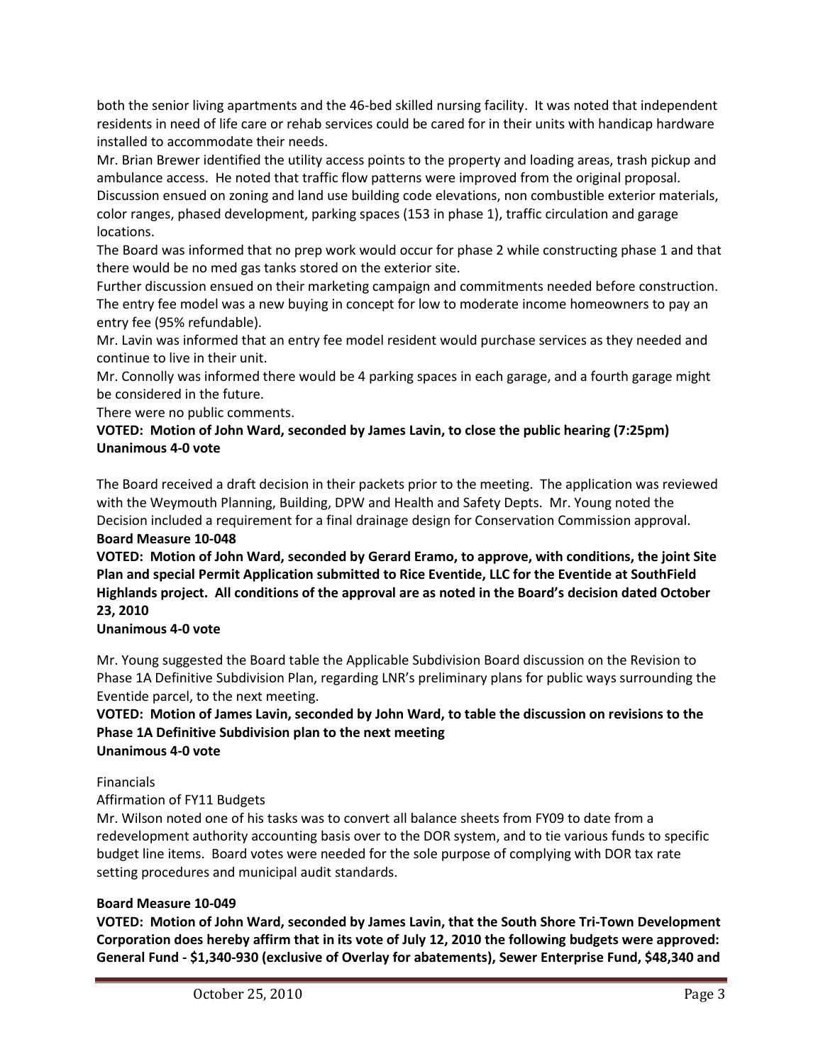both the senior living apartments and the 46-bed skilled nursing facility. It was noted that independent residents in need of life care or rehab services could be cared for in their units with handicap hardware installed to accommodate their needs.

Mr. Brian Brewer identified the utility access points to the property and loading areas, trash pickup and ambulance access. He noted that traffic flow patterns were improved from the original proposal.

Discussion ensued on zoning and land use building code elevations, non combustible exterior materials, color ranges, phased development, parking spaces (153 in phase 1), traffic circulation and garage locations.

The Board was informed that no prep work would occur for phase 2 while constructing phase 1 and that there would be no med gas tanks stored on the exterior site.

Further discussion ensued on their marketing campaign and commitments needed before construction. The entry fee model was a new buying in concept for low to moderate income homeowners to pay an entry fee (95% refundable).

Mr. Lavin was informed that an entry fee model resident would purchase services as they needed and continue to live in their unit.

Mr. Connolly was informed there would be 4 parking spaces in each garage, and a fourth garage might be considered in the future.

There were no public comments.

**VOTED: Motion of John Ward, seconded by James Lavin, to close the public hearing (7:25pm) Unanimous 4-0 vote**

The Board received a draft decision in their packets prior to the meeting. The application was reviewed with the Weymouth Planning, Building, DPW and Health and Safety Depts. Mr. Young noted the Decision included a requirement for a final drainage design for Conservation Commission approval.

**Board Measure 10-048**

**VOTED: Motion of John Ward, seconded by Gerard Eramo, to approve, with conditions, the joint Site Plan and special Permit Application submitted to Rice Eventide, LLC for the Eventide at SouthField Highlands project. All conditions of the approval are as noted in the Board's decision dated October 23, 2010**

**Unanimous 4-0 vote**

Mr. Young suggested the Board table the Applicable Subdivision Board discussion on the Revision to Phase 1A Definitive Subdivision Plan, regarding LNR's preliminary plans for public ways surrounding the Eventide parcel, to the next meeting.

**VOTED: Motion of James Lavin, seconded by John Ward, to table the discussion on revisions to the Phase 1A Definitive Subdivision plan to the next meeting**

**Unanimous 4-0 vote**

Financials

Affirmation of FY11 Budgets

Mr. Wilson noted one of his tasks was to convert all balance sheets from FY09 to date from a redevelopment authority accounting basis over to the DOR system, and to tie various funds to specific budget line items. Board votes were needed for the sole purpose of complying with DOR tax rate setting procedures and municipal audit standards.

**Board Measure 10-049**

**VOTED: Motion of John Ward, seconded by James Lavin, that the South Shore Tri-Town Development Corporation does hereby affirm that in its vote of July 12, 2010 the following budgets were approved: General Fund - $1,340-930 (exclusive of Overlay for abatements), Sewer Enterprise Fund, $48,340 and**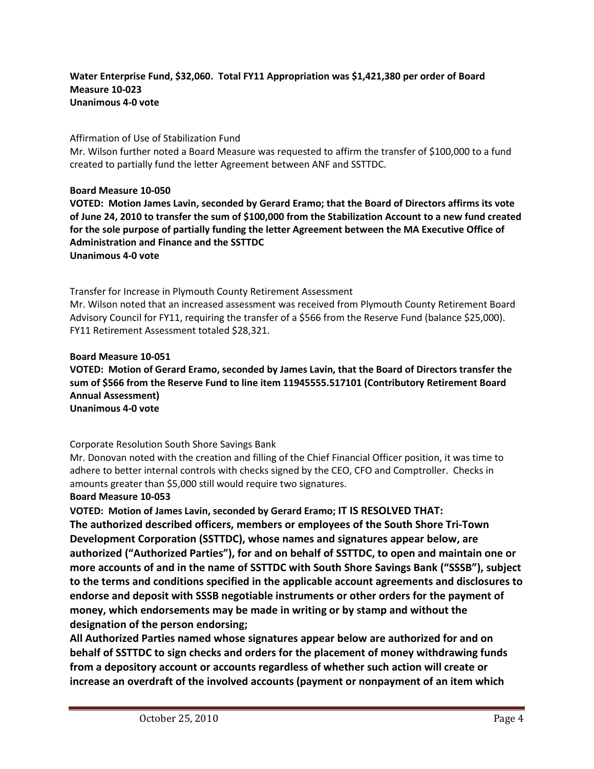**Water Enterprise Fund, $32,060. Total FY11 Appropriation was $1,421,380 per order of Board Measure 10-023**
**Unanimous 4-0 vote**

Affirmation of Use of Stabilization Fund
Mr. Wilson further noted a Board Measure was requested to affirm the transfer of $100,000 to a fund created to partially fund the letter Agreement between ANF and SSTTDC.

**Board Measure 10-050**
**VOTED: Motion James Lavin, seconded by Gerard Eramo; that the Board of Directors affirms its vote of June 24, 2010 to transfer the sum of $100,000 from the Stabilization Account to a new fund created for the sole purpose of partially funding the letter Agreement between the MA Executive Office of Administration and Finance and the SSTTDC**
**Unanimous 4-0 vote**

Transfer for Increase in Plymouth County Retirement Assessment
Mr. Wilson noted that an increased assessment was received from Plymouth County Retirement Board Advisory Council for FY11, requiring the transfer of a $566 from the Reserve Fund (balance $25,000). FY11 Retirement Assessment totaled $28,321.

**Board Measure 10-051**
**VOTED: Motion of Gerard Eramo, seconded by James Lavin, that the Board of Directors transfer the sum of $566 from the Reserve Fund to line item 11945555.517101 (Contributory Retirement Board Annual Assessment)**
**Unanimous 4-0 vote**

Corporate Resolution South Shore Savings Bank
Mr. Donovan noted with the creation and filling of the Chief Financial Officer position, it was time to adhere to better internal controls with checks signed by the CEO, CFO and Comptroller. Checks in amounts greater than $5,000 still would require two signatures.
**Board Measure 10-053**
**VOTED: Motion of James Lavin, seconded by Gerard Eramo; IT IS RESOLVED THAT:**
**The authorized described officers, members or employees of the South Shore Tri-Town Development Corporation (SSTTDC), whose names and signatures appear below, are authorized ("Authorized Parties"), for and on behalf of SSTTDC, to open and maintain one or more accounts of and in the name of SSTTDC with South Shore Savings Bank ("SSSB"), subject to the terms and conditions specified in the applicable account agreements and disclosures to endorse and deposit with SSSB negotiable instruments or other orders for the payment of money, which endorsements may be made in writing or by stamp and without the designation of the person endorsing;**
**All Authorized Parties named whose signatures appear below are authorized for and on behalf of SSTTDC to sign checks and orders for the placement of money withdrawing funds from a depository account or accounts regardless of whether such action will create or increase an overdraft of the involved accounts (payment or nonpayment of an item which**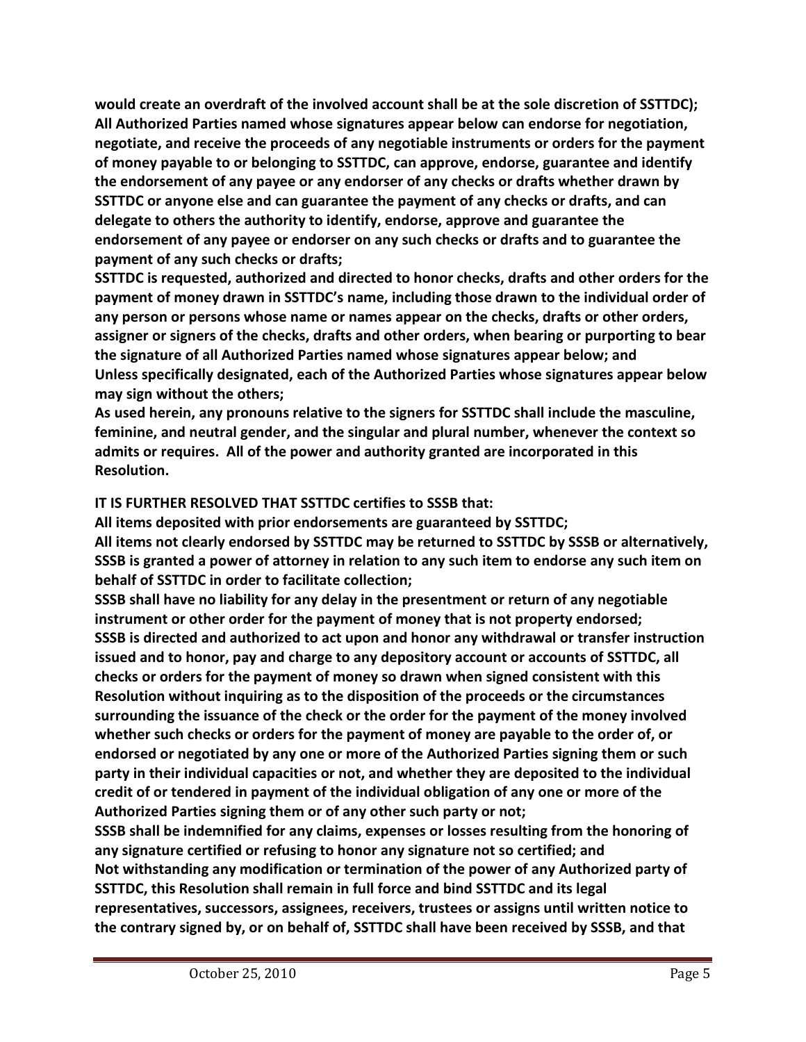**would create an overdraft of the involved account shall be at the sole discretion of SSTTDC);**
**All Authorized Parties named whose signatures appear below can endorse for negotiation, negotiate, and receive the proceeds of any negotiable instruments or orders for the payment of money payable to or belonging to SSTTDC, can approve, endorse, guarantee and identify the endorsement of any payee or any endorser of any checks or drafts whether drawn by SSTTDC or anyone else and can guarantee the payment of any checks or drafts, and can delegate to others the authority to identify, endorse, approve and guarantee the endorsement of any payee or endorser on any such checks or drafts and to guarantee the payment of any such checks or drafts;**
**SSTTDC is requested, authorized and directed to honor checks, drafts and other orders for the payment of money drawn in SSTTDC's name, including those drawn to the individual order of any person or persons whose name or names appear on the checks, drafts or other orders, assigner or signers of the checks, drafts and other orders, when bearing or purporting to bear the signature of all Authorized Parties named whose signatures appear below; and**
**Unless specifically designated, each of the Authorized Parties whose signatures appear below may sign without the others;**
**As used herein, any pronouns relative to the signers for SSTTDC shall include the masculine, feminine, and neutral gender, and the singular and plural number, whenever the context so admits or requires. All of the power and authority granted are incorporated in this Resolution.**

**IT IS FURTHER RESOLVED THAT SSTTDC certifies to SSSB that:**
**All items deposited with prior endorsements are guaranteed by SSTTDC;**
**All items not clearly endorsed by SSTTDC may be returned to SSTTDC by SSSB or alternatively, SSSB is granted a power of attorney in relation to any such item to endorse any such item on behalf of SSTTDC in order to facilitate collection;**
**SSSB shall have no liability for any delay in the presentment or return of any negotiable instrument or other order for the payment of money that is not property endorsed;**
**SSSB is directed and authorized to act upon and honor any withdrawal or transfer instruction issued and to honor, pay and charge to any depository account or accounts of SSTTDC, all checks or orders for the payment of money so drawn when signed consistent with this Resolution without inquiring as to the disposition of the proceeds or the circumstances surrounding the issuance of the check or the order for the payment of the money involved whether such checks or orders for the payment of money are payable to the order of, or endorsed or negotiated by any one or more of the Authorized Parties signing them or such party in their individual capacities or not, and whether they are deposited to the individual credit of or tendered in payment of the individual obligation of any one or more of the Authorized Parties signing them or of any other such party or not;**
**SSSB shall be indemnified for any claims, expenses or losses resulting from the honoring of any signature certified or refusing to honor any signature not so certified; and**
**Not withstanding any modification or termination of the power of any Authorized party of SSTTDC, this Resolution shall remain in full force and bind SSTTDC and its legal representatives, successors, assignees, receivers, trustees or assigns until written notice to the contrary signed by, or on behalf of, SSTTDC shall have been received by SSSB, and that**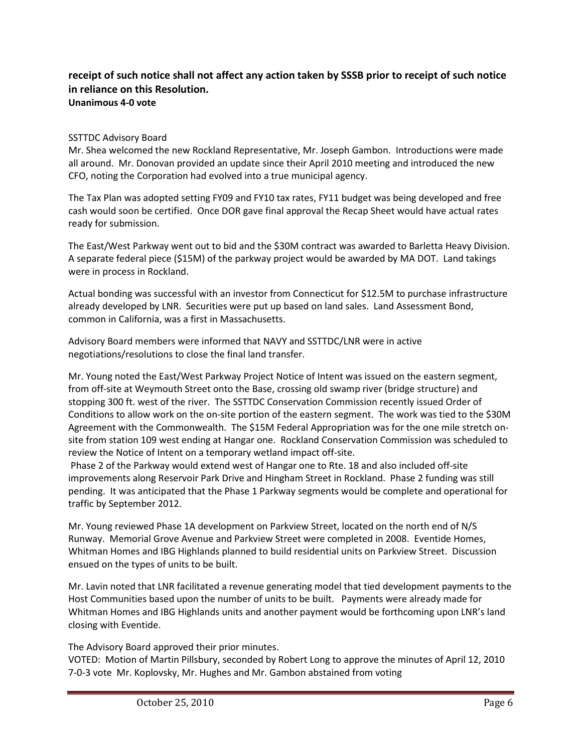**receipt of such notice shall not affect any action taken by SSSB prior to receipt of such notice in reliance on this Resolution.**
**Unanimous 4-0 vote**

SSTTDC Advisory Board
Mr. Shea welcomed the new Rockland Representative, Mr. Joseph Gambon. Introductions were made all around. Mr. Donovan provided an update since their April 2010 meeting and introduced the new CFO, noting the Corporation had evolved into a true municipal agency.

The Tax Plan was adopted setting FY09 and FY10 tax rates, FY11 budget was being developed and free cash would soon be certified. Once DOR gave final approval the Recap Sheet would have actual rates ready for submission.

The East/West Parkway went out to bid and the $30M contract was awarded to Barletta Heavy Division. A separate federal piece ($15M) of the parkway project would be awarded by MA DOT. Land takings were in process in Rockland.

Actual bonding was successful with an investor from Connecticut for $12.5M to purchase infrastructure already developed by LNR. Securities were put up based on land sales. Land Assessment Bond, common in California, was a first in Massachusetts.

Advisory Board members were informed that NAVY and SSTTDC/LNR were in active negotiations/resolutions to close the final land transfer.

Mr. Young noted the East/West Parkway Project Notice of Intent was issued on the eastern segment, from off-site at Weymouth Street onto the Base, crossing old swamp river (bridge structure) and stopping 300 ft. west of the river. The SSTTDC Conservation Commission recently issued Order of Conditions to allow work on the on-site portion of the eastern segment. The work was tied to the $30M Agreement with the Commonwealth. The $15M Federal Appropriation was for the one mile stretch on-site from station 109 west ending at Hangar one. Rockland Conservation Commission was scheduled to review the Notice of Intent on a temporary wetland impact off-site.
Phase 2 of the Parkway would extend west of Hangar one to Rte. 18 and also included off-site improvements along Reservoir Park Drive and Hingham Street in Rockland. Phase 2 funding was still pending. It was anticipated that the Phase 1 Parkway segments would be complete and operational for traffic by September 2012.

Mr. Young reviewed Phase 1A development on Parkview Street, located on the north end of N/S Runway. Memorial Grove Avenue and Parkview Street were completed in 2008. Eventide Homes, Whitman Homes and IBG Highlands planned to build residential units on Parkview Street. Discussion ensued on the types of units to be built.

Mr. Lavin noted that LNR facilitated a revenue generating model that tied development payments to the Host Communities based upon the number of units to be built. Payments were already made for Whitman Homes and IBG Highlands units and another payment would be forthcoming upon LNR's land closing with Eventide.

The Advisory Board approved their prior minutes.
VOTED: Motion of Martin Pillsbury, seconded by Robert Long to approve the minutes of April 12, 2010
7-0-3 vote Mr. Koplovsky, Mr. Hughes and Mr. Gambon abstained from voting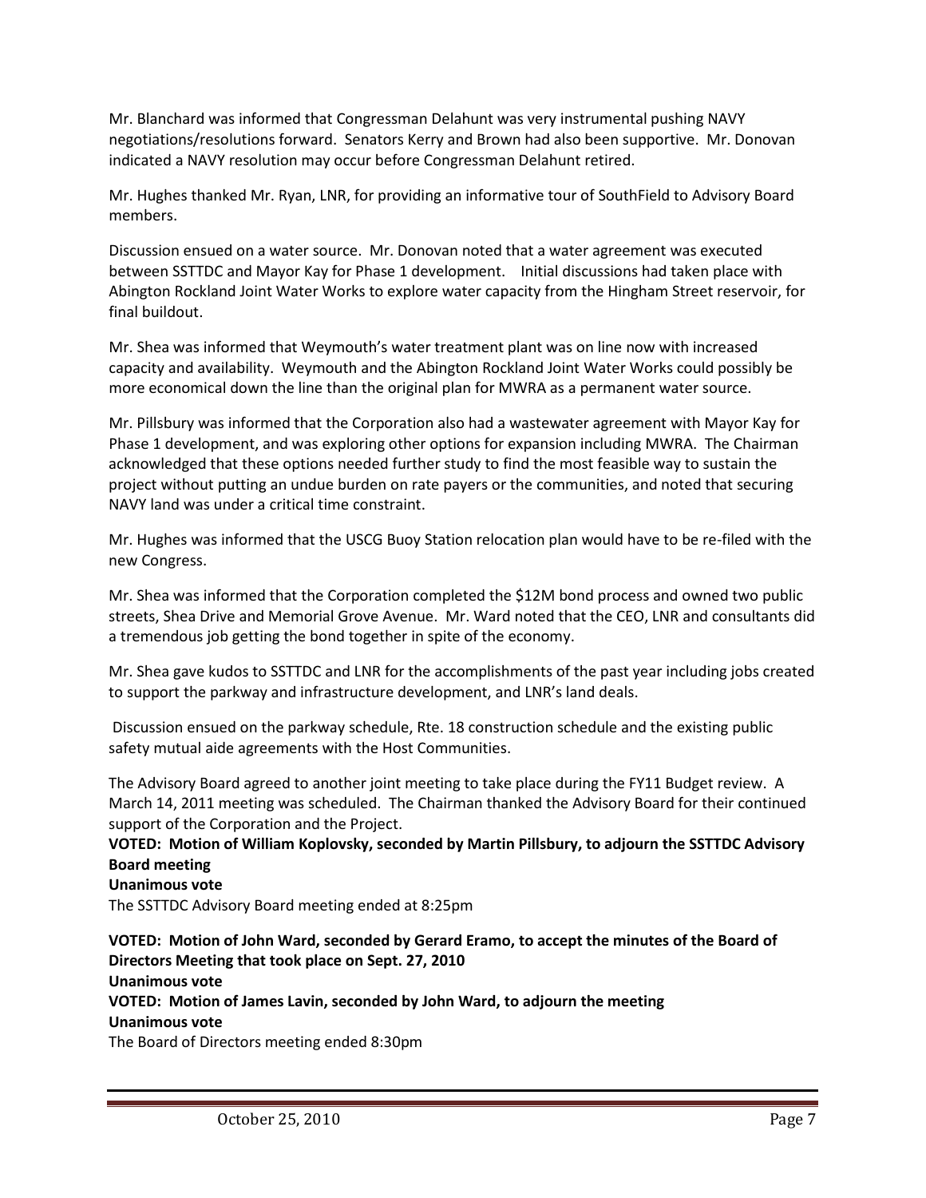Mr. Blanchard was informed that Congressman Delahunt was very instrumental pushing NAVY negotiations/resolutions forward. Senators Kerry and Brown had also been supportive. Mr. Donovan indicated a NAVY resolution may occur before Congressman Delahunt retired.

Mr. Hughes thanked Mr. Ryan, LNR, for providing an informative tour of SouthField to Advisory Board members.

Discussion ensued on a water source. Mr. Donovan noted that a water agreement was executed between SSTTDC and Mayor Kay for Phase 1 development. Initial discussions had taken place with Abington Rockland Joint Water Works to explore water capacity from the Hingham Street reservoir, for final buildout.

Mr. Shea was informed that Weymouth's water treatment plant was on line now with increased capacity and availability. Weymouth and the Abington Rockland Joint Water Works could possibly be more economical down the line than the original plan for MWRA as a permanent water source.

Mr. Pillsbury was informed that the Corporation also had a wastewater agreement with Mayor Kay for Phase 1 development, and was exploring other options for expansion including MWRA. The Chairman acknowledged that these options needed further study to find the most feasible way to sustain the project without putting an undue burden on rate payers or the communities, and noted that securing NAVY land was under a critical time constraint.

Mr. Hughes was informed that the USCG Buoy Station relocation plan would have to be re-filed with the new Congress.

Mr. Shea was informed that the Corporation completed the $12M bond process and owned two public streets, Shea Drive and Memorial Grove Avenue. Mr. Ward noted that the CEO, LNR and consultants did a tremendous job getting the bond together in spite of the economy.

Mr. Shea gave kudos to SSTTDC and LNR for the accomplishments of the past year including jobs created to support the parkway and infrastructure development, and LNR's land deals.

Discussion ensued on the parkway schedule, Rte. 18 construction schedule and the existing public safety mutual aide agreements with the Host Communities.

The Advisory Board agreed to another joint meeting to take place during the FY11 Budget review. A March 14, 2011 meeting was scheduled. The Chairman thanked the Advisory Board for their continued support of the Corporation and the Project.

**VOTED: Motion of William Koplovsky, seconded by Martin Pillsbury, to adjourn the SSTTDC Advisory Board meeting**
**Unanimous vote**
The SSTTDC Advisory Board meeting ended at 8:25pm

**VOTED: Motion of John Ward, seconded by Gerard Eramo, to accept the minutes of the Board of Directors Meeting that took place on Sept. 27, 2010**
**Unanimous vote**
**VOTED: Motion of James Lavin, seconded by John Ward, to adjourn the meeting**
**Unanimous vote**
The Board of Directors meeting ended 8:30pm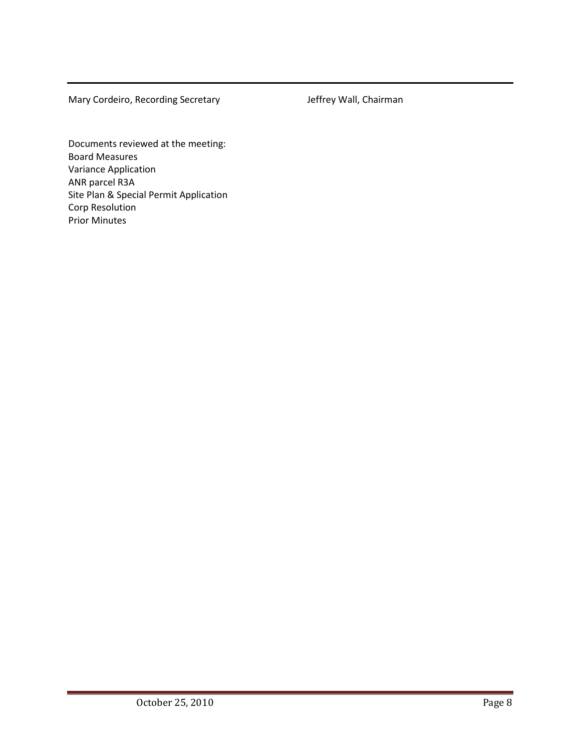---

Mary Cordeiro, Recording Secretary

Jeffrey Wall, Chairman

Documents reviewed at the meeting:
Board Measures
Variance Application
ANR parcel R3A
Site Plan & Special Permit Application
Corp Resolution
Prior Minutes